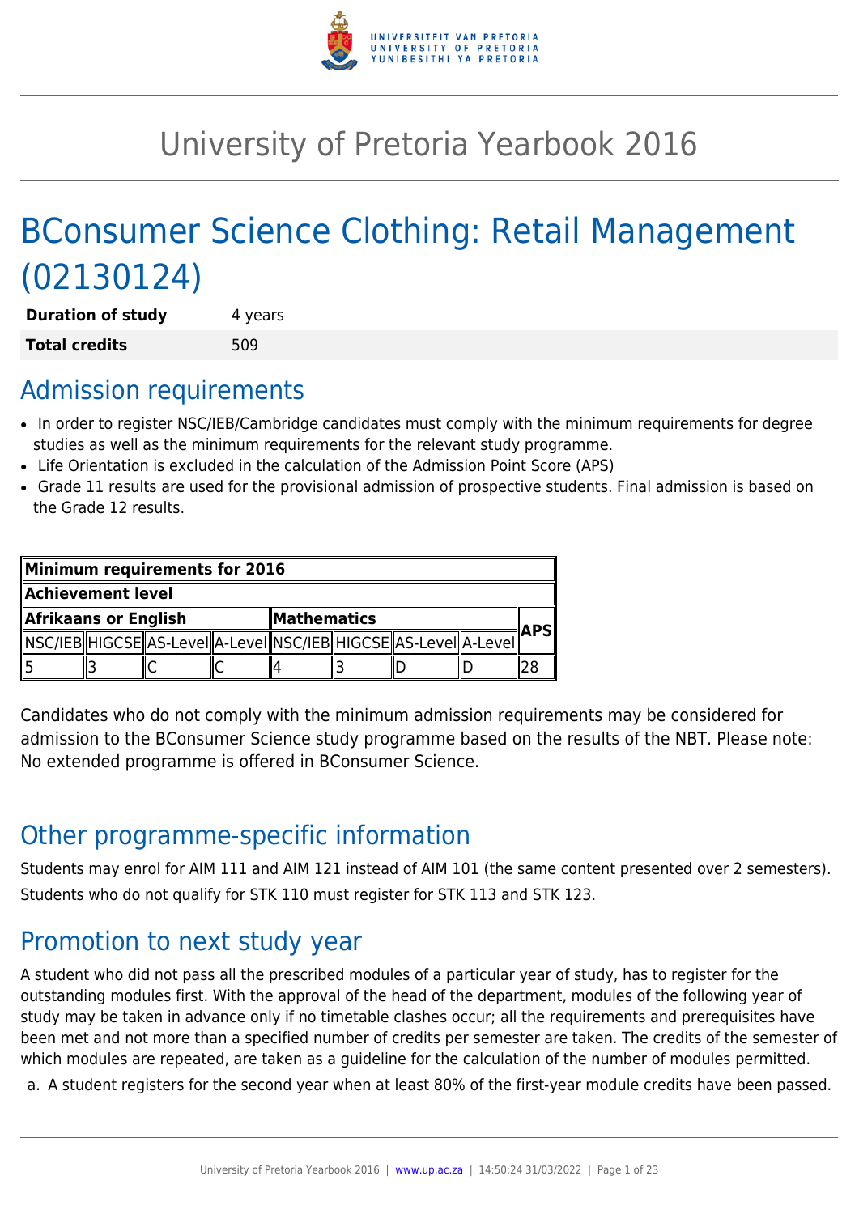# University of Pretoria Yearbook 2016

# BConsumer Science Clothing: Retail Management (02130124)

| **Duration of study** | 4 years |
|---|---|
| **Total credits** | 509 |

## Admission requirements

- In order to register NSC/IEB/Cambridge candidates must comply with the minimum requirements for degree studies as well as the minimum requirements for the relevant study programme.
- Life Orientation is excluded in the calculation of the Admission Point Score (APS)
- Grade 11 results are used for the provisional admission of prospective students. Final admission is based on the Grade 12 results.

| **Minimum requirements for 2016** | | | | | | | | |
|---|---|---|---|---|---|---|---|---|
| **Achievement level** | | | | | | | | |
| **Afrikaans or English** | | | | **Mathematics** | | | | **APS** |
| NSC/IEB | HIGCSE | AS-Level | A-Level | NSC/IEB | HIGCSE | AS-Level | A-Level | |
| 5 | 3 | C | C | 4 | 3 | D | D | 28 |

Candidates who do not comply with the minimum admission requirements may be considered for admission to the BConsumer Science study programme based on the results of the NBT. Please note: No extended programme is offered in BConsumer Science.

## Other programme-specific information

Students may enrol for AIM 111 and AIM 121 instead of AIM 101 (the same content presented over 2 semesters). Students who do not qualify for STK 110 must register for STK 113 and STK 123.

## Promotion to next study year

A student who did not pass all the prescribed modules of a particular year of study, has to register for the outstanding modules first. With the approval of the head of the department, modules of the following year of study may be taken in advance only if no timetable clashes occur; all the requirements and prerequisites have been met and not more than a specified number of credits per semester are taken. The credits of the semester of which modules are repeated, are taken as a guideline for the calculation of the number of modules permitted.

a. A student registers for the second year when at least 80% of the first-year module credits have been passed.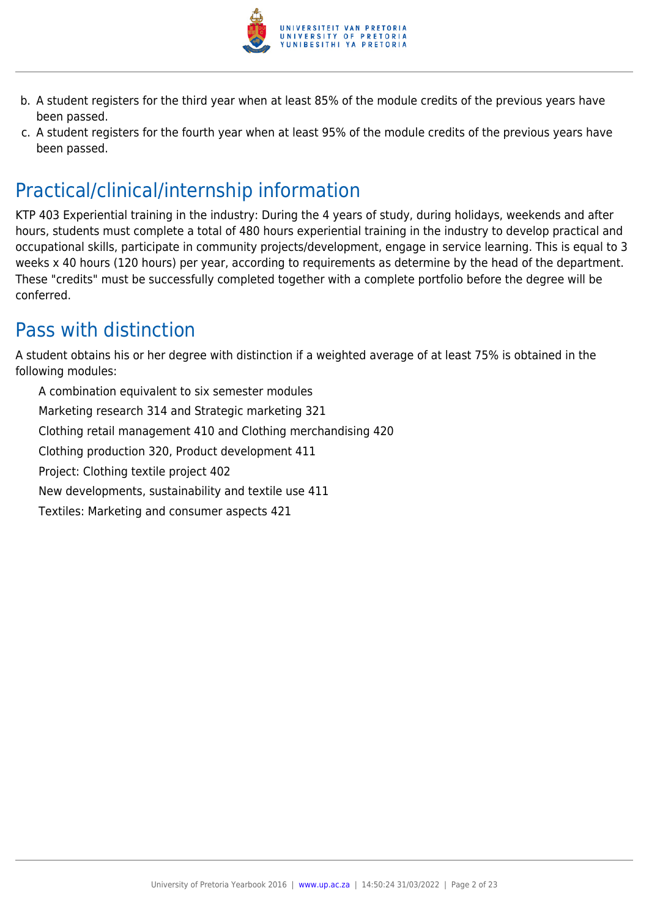b. A student registers for the third year when at least 85% of the module credits of the previous years have been passed.
c. A student registers for the fourth year when at least 95% of the module credits of the previous years have been passed.

## Practical/clinical/internship information

KTP 403 Experiential training in the industry: During the 4 years of study, during holidays, weekends and after hours, students must complete a total of 480 hours experiential training in the industry to develop practical and occupational skills, participate in community projects/development, engage in service learning. This is equal to 3 weeks x 40 hours (120 hours) per year, according to requirements as determine by the head of the department. These "credits" must be successfully completed together with a complete portfolio before the degree will be conferred.

## Pass with distinction

A student obtains his or her degree with distinction if a weighted average of at least 75% is obtained in the following modules:

A combination equivalent to six semester modules

Marketing research 314 and Strategic marketing 321

Clothing retail management 410 and Clothing merchandising 420

Clothing production 320, Product development 411

Project: Clothing textile project 402

New developments, sustainability and textile use 411

Textiles: Marketing and consumer aspects 421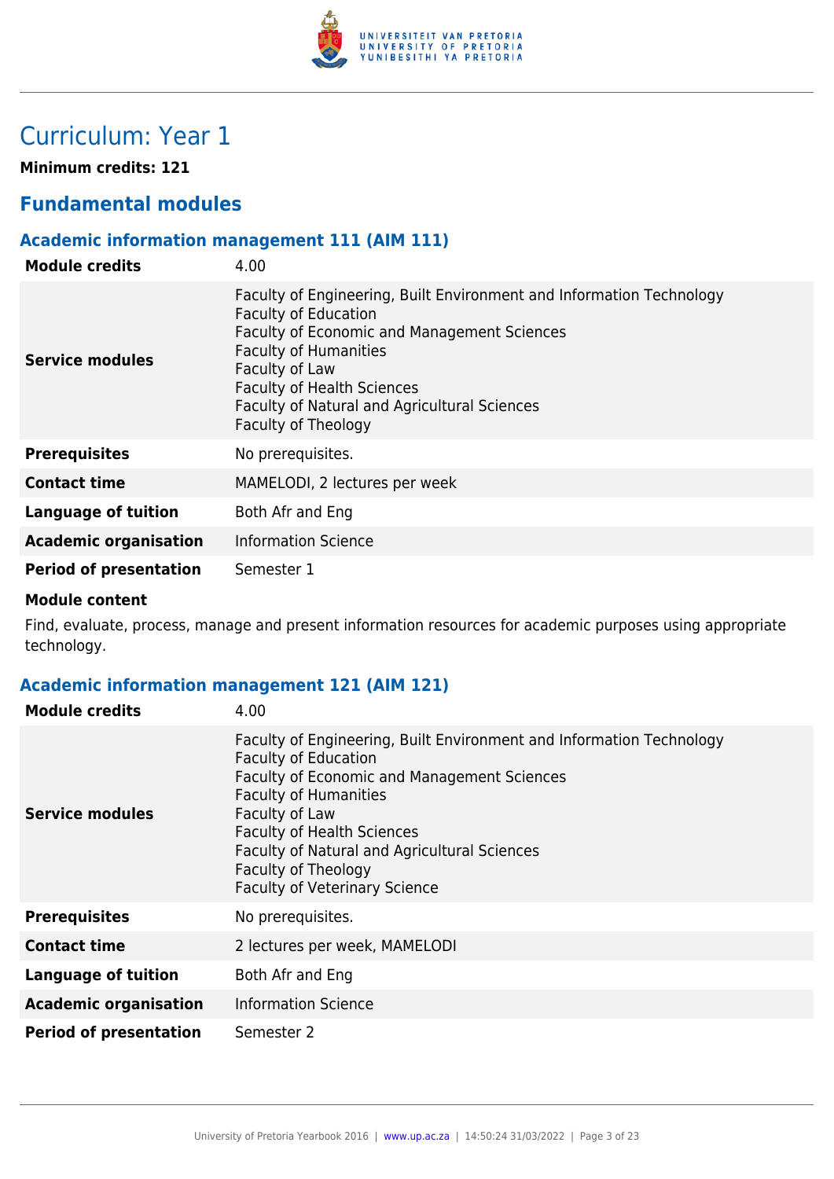# Curriculum: Year 1

**Minimum credits: 121**

## Fundamental modules

### Academic information management 111 (AIM 111)

| | |
|---|---|
| **Module credits** | 4.00 |
| **Service modules** | Faculty of Engineering, Built Environment and Information Technology<br>Faculty of Education<br>Faculty of Economic and Management Sciences<br>Faculty of Humanities<br>Faculty of Law<br>Faculty of Health Sciences<br>Faculty of Natural and Agricultural Sciences<br>Faculty of Theology |
| **Prerequisites** | No prerequisites. |
| **Contact time** | MAMELODI, 2 lectures per week |
| **Language of tuition** | Both Afr and Eng |
| **Academic organisation** | Information Science |
| **Period of presentation** | Semester 1 |

**Module content**

Find, evaluate, process, manage and present information resources for academic purposes using appropriate technology.

### Academic information management 121 (AIM 121)

| | |
|---|---|
| **Module credits** | 4.00 |
| **Service modules** | Faculty of Engineering, Built Environment and Information Technology<br>Faculty of Education<br>Faculty of Economic and Management Sciences<br>Faculty of Humanities<br>Faculty of Law<br>Faculty of Health Sciences<br>Faculty of Natural and Agricultural Sciences<br>Faculty of Theology<br>Faculty of Veterinary Science |
| **Prerequisites** | No prerequisites. |
| **Contact time** | 2 lectures per week, MAMELODI |
| **Language of tuition** | Both Afr and Eng |
| **Academic organisation** | Information Science |
| **Period of presentation** | Semester 2 |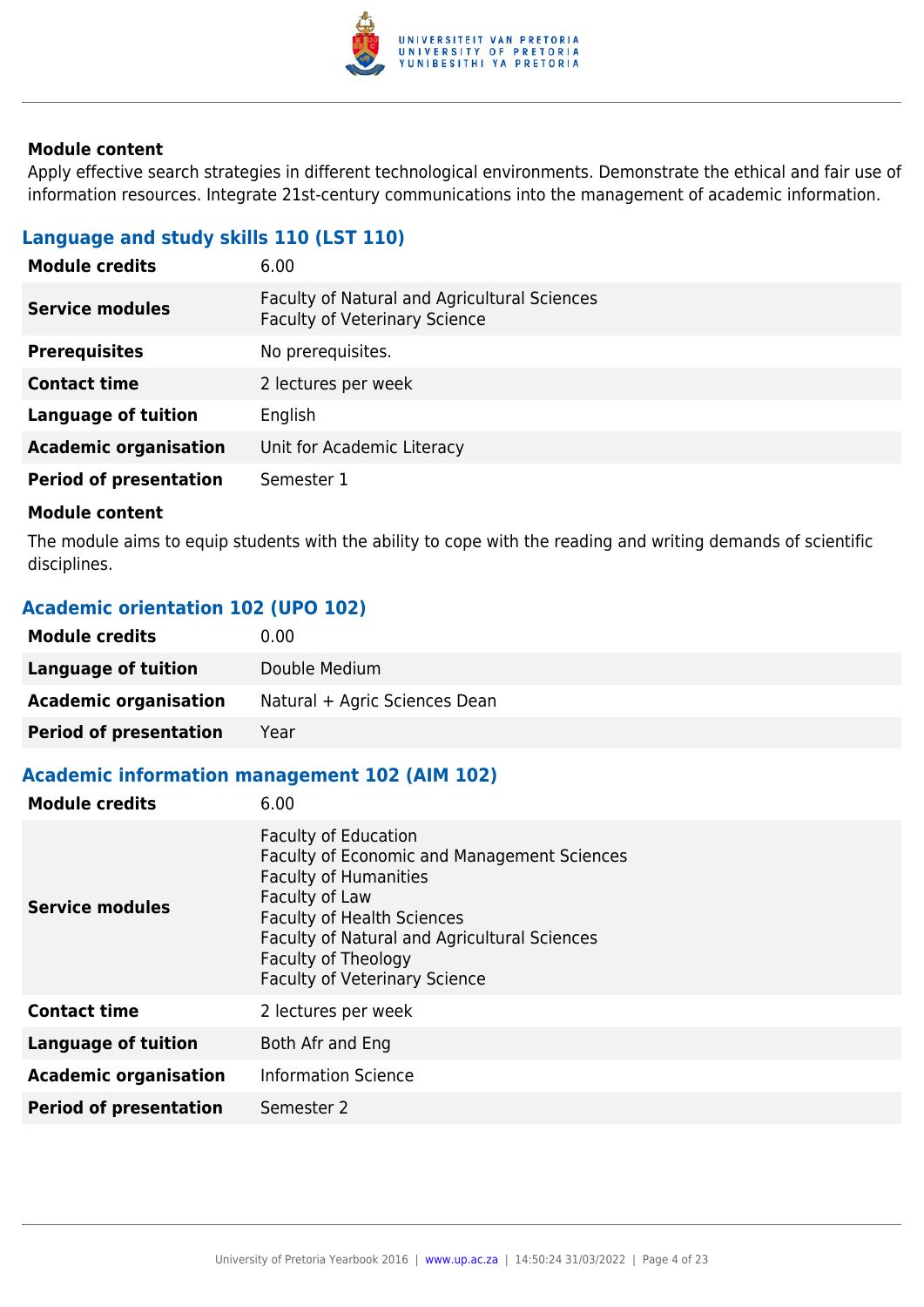**Module content**

Apply effective search strategies in different technological environments. Demonstrate the ethical and fair use of information resources. Integrate 21st-century communications into the management of academic information.

### Language and study skills 110 (LST 110)

| | |
|---|---|
| **Module credits** | 6.00 |
| **Service modules** | Faculty of Natural and Agricultural Sciences<br>Faculty of Veterinary Science |
| **Prerequisites** | No prerequisites. |
| **Contact time** | 2 lectures per week |
| **Language of tuition** | English |
| **Academic organisation** | Unit for Academic Literacy |
| **Period of presentation** | Semester 1 |

**Module content**

The module aims to equip students with the ability to cope with the reading and writing demands of scientific disciplines.

### Academic orientation 102 (UPO 102)

| | |
|---|---|
| **Module credits** | 0.00 |
| **Language of tuition** | Double Medium |
| **Academic organisation** | Natural + Agric Sciences Dean |
| **Period of presentation** | Year |

### Academic information management 102 (AIM 102)

| | |
|---|---|
| **Module credits** | 6.00 |
| **Service modules** | Faculty of Education<br>Faculty of Economic and Management Sciences<br>Faculty of Humanities<br>Faculty of Law<br>Faculty of Health Sciences<br>Faculty of Natural and Agricultural Sciences<br>Faculty of Theology<br>Faculty of Veterinary Science |
| **Contact time** | 2 lectures per week |
| **Language of tuition** | Both Afr and Eng |
| **Academic organisation** | Information Science |
| **Period of presentation** | Semester 2 |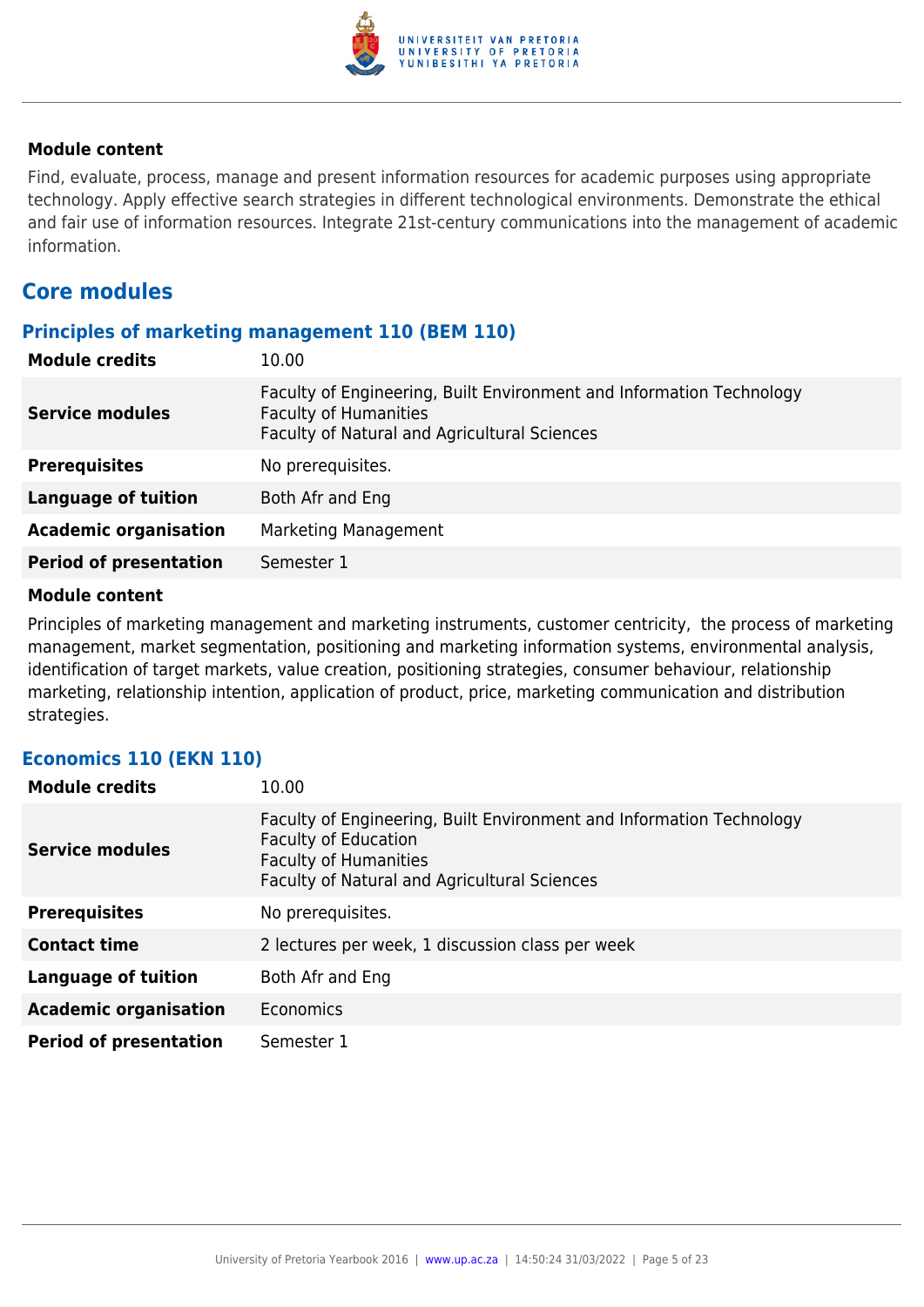#### Module content

Find, evaluate, process, manage and present information resources for academic purposes using appropriate technology. Apply effective search strategies in different technological environments. Demonstrate the ethical and fair use of information resources. Integrate 21st-century communications into the management of academic information.

## Core modules

### Principles of marketing management 110 (BEM 110)

| | |
|---|---|
| **Module credits** | 10.00 |
| **Service modules** | Faculty of Engineering, Built Environment and Information Technology<br>Faculty of Humanities<br>Faculty of Natural and Agricultural Sciences |
| **Prerequisites** | No prerequisites. |
| **Language of tuition** | Both Afr and Eng |
| **Academic organisation** | Marketing Management |
| **Period of presentation** | Semester 1 |

#### Module content

Principles of marketing management and marketing instruments, customer centricity, the process of marketing management, market segmentation, positioning and marketing information systems, environmental analysis, identification of target markets, value creation, positioning strategies, consumer behaviour, relationship marketing, relationship intention, application of product, price, marketing communication and distribution strategies.

### Economics 110 (EKN 110)

| | |
|---|---|
| **Module credits** | 10.00 |
| **Service modules** | Faculty of Engineering, Built Environment and Information Technology<br>Faculty of Education<br>Faculty of Humanities<br>Faculty of Natural and Agricultural Sciences |
| **Prerequisites** | No prerequisites. |
| **Contact time** | 2 lectures per week, 1 discussion class per week |
| **Language of tuition** | Both Afr and Eng |
| **Academic organisation** | Economics |
| **Period of presentation** | Semester 1 |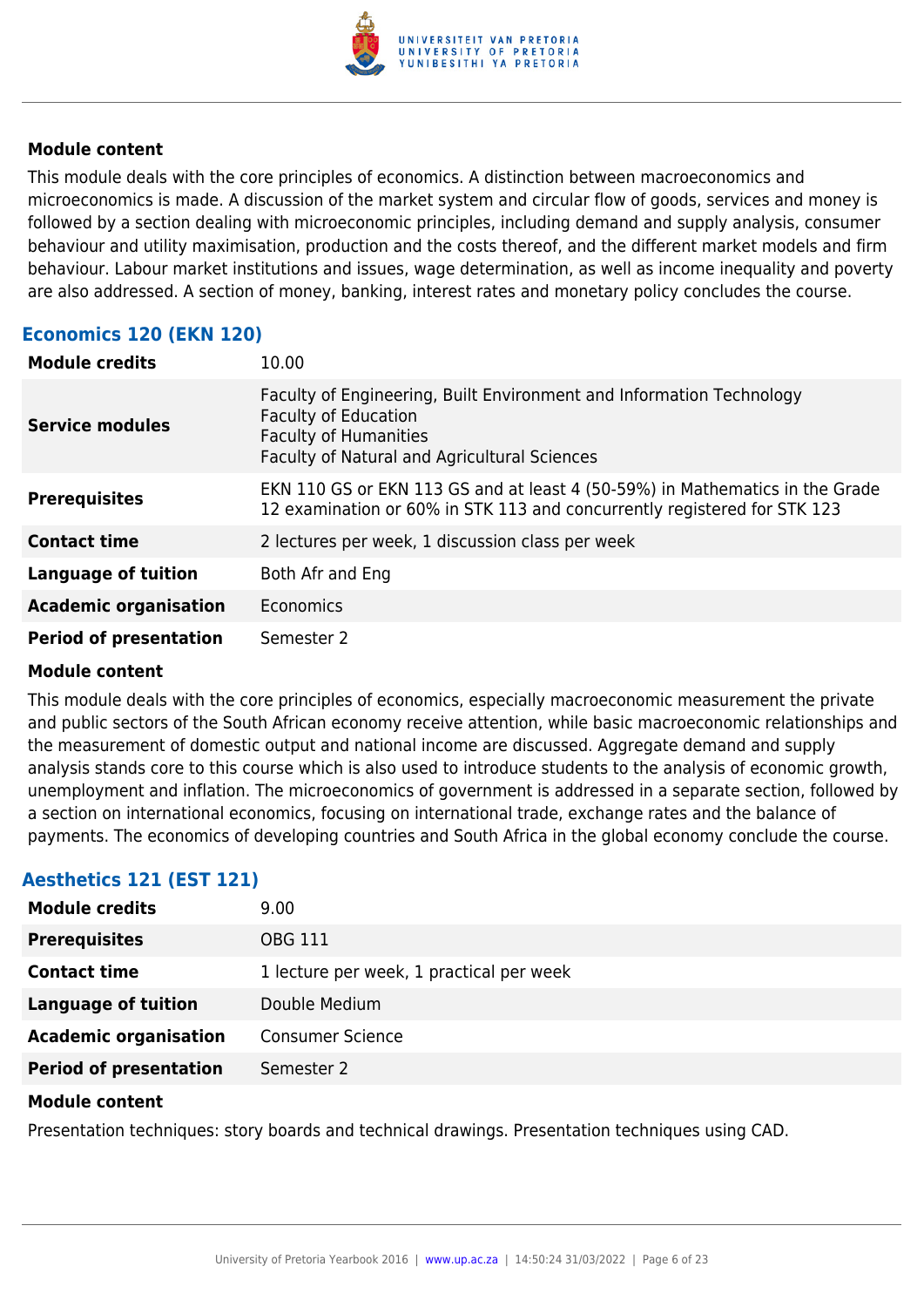**Module content**

This module deals with the core principles of economics. A distinction between macroeconomics and microeconomics is made. A discussion of the market system and circular flow of goods, services and money is followed by a section dealing with microeconomic principles, including demand and supply analysis, consumer behaviour and utility maximisation, production and the costs thereof, and the different market models and firm behaviour. Labour market institutions and issues, wage determination, as well as income inequality and poverty are also addressed. A section of money, banking, interest rates and monetary policy concludes the course.

### Economics 120 (EKN 120)

| | |
|---|---|
| **Module credits** | 10.00 |
| **Service modules** | Faculty of Engineering, Built Environment and Information Technology<br>Faculty of Education<br>Faculty of Humanities<br>Faculty of Natural and Agricultural Sciences |
| **Prerequisites** | EKN 110 GS or EKN 113 GS and at least 4 (50-59%) in Mathematics in the Grade 12 examination or 60% in STK 113 and concurrently registered for STK 123 |
| **Contact time** | 2 lectures per week, 1 discussion class per week |
| **Language of tuition** | Both Afr and Eng |
| **Academic organisation** | Economics |
| **Period of presentation** | Semester 2 |

**Module content**

This module deals with the core principles of economics, especially macroeconomic measurement the private and public sectors of the South African economy receive attention, while basic macroeconomic relationships and the measurement of domestic output and national income are discussed. Aggregate demand and supply analysis stands core to this course which is also used to introduce students to the analysis of economic growth, unemployment and inflation. The microeconomics of government is addressed in a separate section, followed by a section on international economics, focusing on international trade, exchange rates and the balance of payments. The economics of developing countries and South Africa in the global economy conclude the course.

### Aesthetics 121 (EST 121)

| | |
|---|---|
| **Module credits** | 9.00 |
| **Prerequisites** | OBG 111 |
| **Contact time** | 1 lecture per week, 1 practical per week |
| **Language of tuition** | Double Medium |
| **Academic organisation** | Consumer Science |
| **Period of presentation** | Semester 2 |

**Module content**

Presentation techniques: story boards and technical drawings. Presentation techniques using CAD.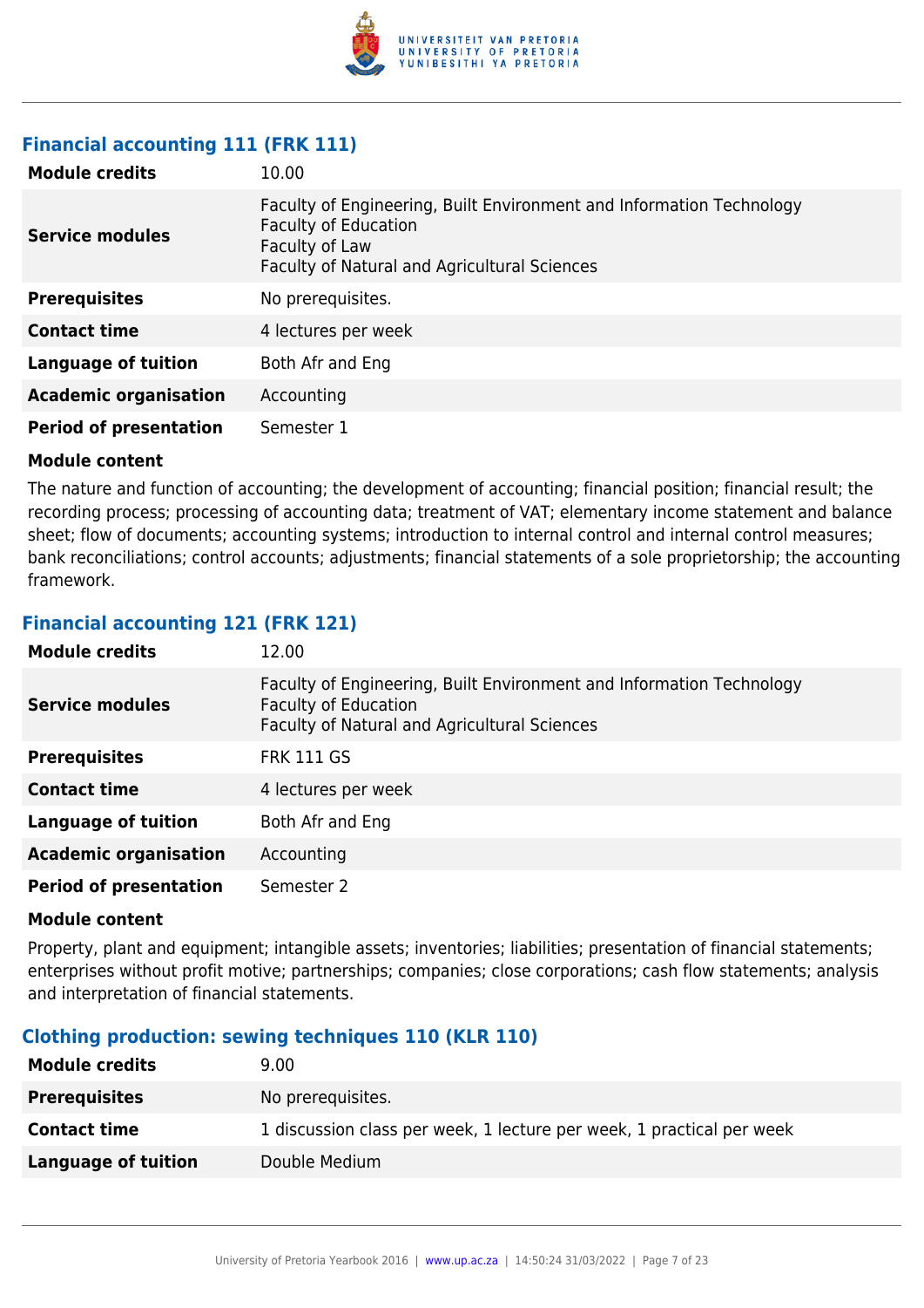### Financial accounting 111 (FRK 111)

| | |
|---|---|
| **Module credits** | 10.00 |
| **Service modules** | Faculty of Engineering, Built Environment and Information Technology<br>Faculty of Education<br>Faculty of Law<br>Faculty of Natural and Agricultural Sciences |
| **Prerequisites** | No prerequisites. |
| **Contact time** | 4 lectures per week |
| **Language of tuition** | Both Afr and Eng |
| **Academic organisation** | Accounting |
| **Period of presentation** | Semester 1 |

**Module content**

The nature and function of accounting; the development of accounting; financial position; financial result; the recording process; processing of accounting data; treatment of VAT; elementary income statement and balance sheet; flow of documents; accounting systems; introduction to internal control and internal control measures; bank reconciliations; control accounts; adjustments; financial statements of a sole proprietorship; the accounting framework.

### Financial accounting 121 (FRK 121)

| | |
|---|---|
| **Module credits** | 12.00 |
| **Service modules** | Faculty of Engineering, Built Environment and Information Technology<br>Faculty of Education<br>Faculty of Natural and Agricultural Sciences |
| **Prerequisites** | FRK 111 GS |
| **Contact time** | 4 lectures per week |
| **Language of tuition** | Both Afr and Eng |
| **Academic organisation** | Accounting |
| **Period of presentation** | Semester 2 |

**Module content**

Property, plant and equipment; intangible assets; inventories; liabilities; presentation of financial statements; enterprises without profit motive; partnerships; companies; close corporations; cash flow statements; analysis and interpretation of financial statements.

### Clothing production: sewing techniques 110 (KLR 110)

| | |
|---|---|
| **Module credits** | 9.00 |
| **Prerequisites** | No prerequisites. |
| **Contact time** | 1 discussion class per week, 1 lecture per week, 1 practical per week |
| **Language of tuition** | Double Medium |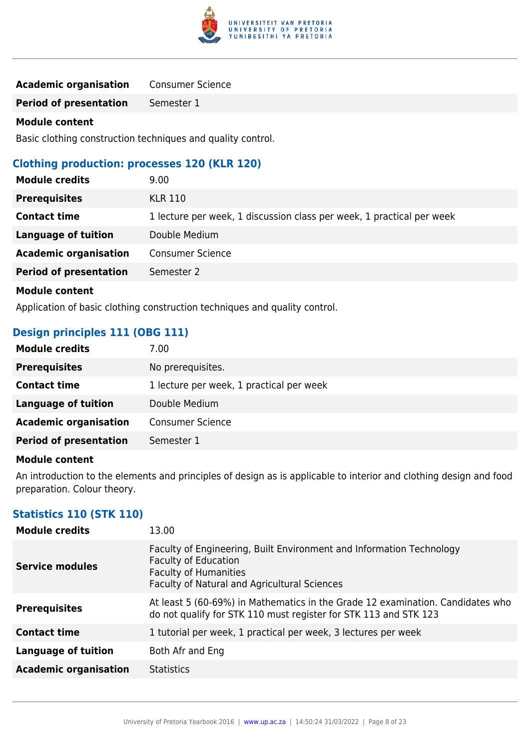| | |
|---|---|
| **Academic organisation** | Consumer Science |
| **Period of presentation** | Semester 1 |

**Module content**

Basic clothing construction techniques and quality control.

### Clothing production: processes 120 (KLR 120)

| | |
|---|---|
| **Module credits** | 9.00 |
| **Prerequisites** | KLR 110 |
| **Contact time** | 1 lecture per week, 1 discussion class per week, 1 practical per week |
| **Language of tuition** | Double Medium |
| **Academic organisation** | Consumer Science |
| **Period of presentation** | Semester 2 |

**Module content**

Application of basic clothing construction techniques and quality control.

### Design principles 111 (OBG 111)

| | |
|---|---|
| **Module credits** | 7.00 |
| **Prerequisites** | No prerequisites. |
| **Contact time** | 1 lecture per week, 1 practical per week |
| **Language of tuition** | Double Medium |
| **Academic organisation** | Consumer Science |
| **Period of presentation** | Semester 1 |

**Module content**

An introduction to the elements and principles of design as is applicable to interior and clothing design and food preparation. Colour theory.

### Statistics 110 (STK 110)

| | |
|---|---|
| **Module credits** | 13.00 |
| **Service modules** | Faculty of Engineering, Built Environment and Information Technology<br>Faculty of Education<br>Faculty of Humanities<br>Faculty of Natural and Agricultural Sciences |
| **Prerequisites** | At least 5 (60-69%) in Mathematics in the Grade 12 examination. Candidates who do not qualify for STK 110 must register for STK 113 and STK 123 |
| **Contact time** | 1 tutorial per week, 1 practical per week, 3 lectures per week |
| **Language of tuition** | Both Afr and Eng |
| **Academic organisation** | Statistics |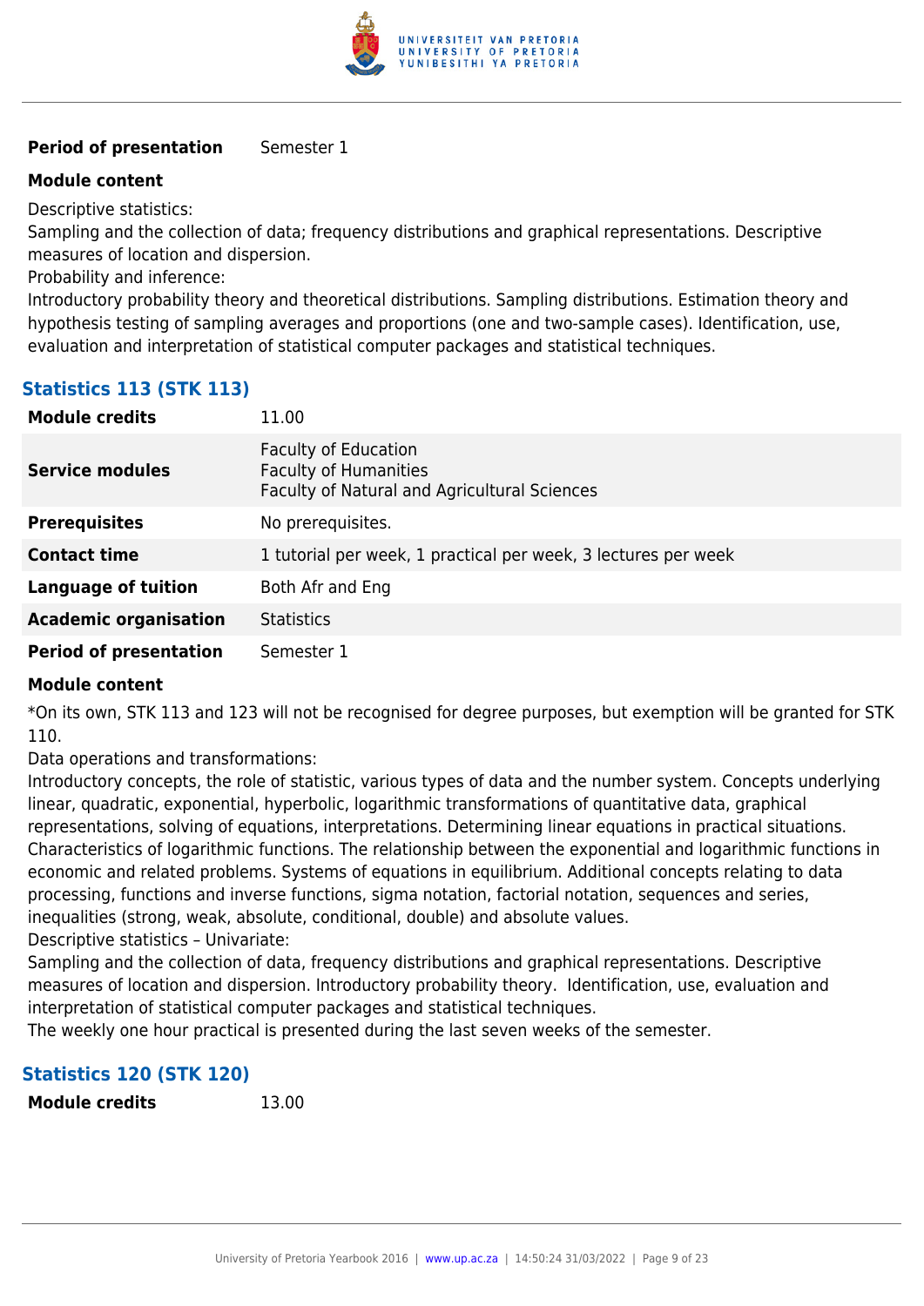**Period of presentation** Semester 1

**Module content**

Descriptive statistics:

Sampling and the collection of data; frequency distributions and graphical representations. Descriptive measures of location and dispersion.

Probability and inference:

Introductory probability theory and theoretical distributions. Sampling distributions. Estimation theory and hypothesis testing of sampling averages and proportions (one and two-sample cases). Identification, use, evaluation and interpretation of statistical computer packages and statistical techniques.

## Statistics 113 (STK 113)

| | |
|---|---|
| **Module credits** | 11.00 |
| **Service modules** | Faculty of Education<br>Faculty of Humanities<br>Faculty of Natural and Agricultural Sciences |
| **Prerequisites** | No prerequisites. |
| **Contact time** | 1 tutorial per week, 1 practical per week, 3 lectures per week |
| **Language of tuition** | Both Afr and Eng |
| **Academic organisation** | Statistics |
| **Period of presentation** | Semester 1 |

**Module content**

*On its own, STK 113 and 123 will not be recognised for degree purposes, but exemption will be granted for STK 110.

Data operations and transformations:

Introductory concepts, the role of statistic, various types of data and the number system. Concepts underlying linear, quadratic, exponential, hyperbolic, logarithmic transformations of quantitative data, graphical representations, solving of equations, interpretations. Determining linear equations in practical situations. Characteristics of logarithmic functions. The relationship between the exponential and logarithmic functions in economic and related problems. Systems of equations in equilibrium. Additional concepts relating to data processing, functions and inverse functions, sigma notation, factorial notation, sequences and series, inequalities (strong, weak, absolute, conditional, double) and absolute values.

Descriptive statistics – Univariate:

Sampling and the collection of data, frequency distributions and graphical representations. Descriptive measures of location and dispersion. Introductory probability theory. Identification, use, evaluation and interpretation of statistical computer packages and statistical techniques.

The weekly one hour practical is presented during the last seven weeks of the semester.

## Statistics 120 (STK 120)

| | |
|---|---|
| **Module credits** | 13.00 |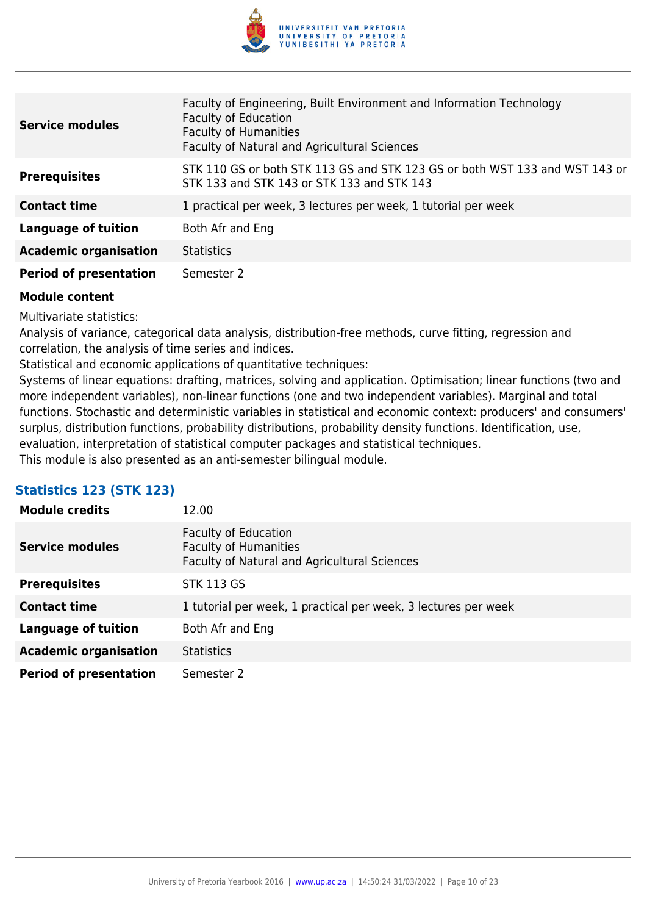| | |
|---|---|
| **Service modules** | Faculty of Engineering, Built Environment and Information Technology<br>Faculty of Education<br>Faculty of Humanities<br>Faculty of Natural and Agricultural Sciences |
| **Prerequisites** | STK 110 GS or both STK 113 GS and STK 123 GS or both WST 133 and WST 143 or STK 133 and STK 143 or STK 133 and STK 143 |
| **Contact time** | 1 practical per week, 3 lectures per week, 1 tutorial per week |
| **Language of tuition** | Both Afr and Eng |
| **Academic organisation** | Statistics |
| **Period of presentation** | Semester 2 |

**Module content**

Multivariate statistics:
Analysis of variance, categorical data analysis, distribution-free methods, curve fitting, regression and correlation, the analysis of time series and indices.
Statistical and economic applications of quantitative techniques:
Systems of linear equations: drafting, matrices, solving and application. Optimisation; linear functions (two and more independent variables), non-linear functions (one and two independent variables). Marginal and total functions. Stochastic and deterministic variables in statistical and economic context: producers' and consumers' surplus, distribution functions, probability distributions, probability density functions. Identification, use, evaluation, interpretation of statistical computer packages and statistical techniques.
This module is also presented as an anti-semester bilingual module.

### Statistics 123 (STK 123)

| | |
|---|---|
| **Module credits** | 12.00 |
| **Service modules** | Faculty of Education<br>Faculty of Humanities<br>Faculty of Natural and Agricultural Sciences |
| **Prerequisites** | STK 113 GS |
| **Contact time** | 1 tutorial per week, 1 practical per week, 3 lectures per week |
| **Language of tuition** | Both Afr and Eng |
| **Academic organisation** | Statistics |
| **Period of presentation** | Semester 2 |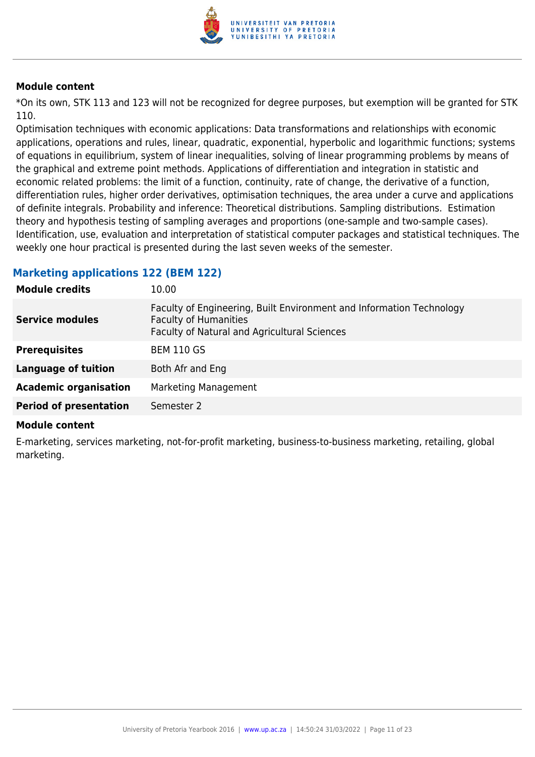#### Module content

*On its own, STK 113 and 123 will not be recognized for degree purposes, but exemption will be granted for STK 110.

Optimisation techniques with economic applications: Data transformations and relationships with economic applications, operations and rules, linear, quadratic, exponential, hyperbolic and logarithmic functions; systems of equations in equilibrium, system of linear inequalities, solving of linear programming problems by means of the graphical and extreme point methods. Applications of differentiation and integration in statistic and economic related problems: the limit of a function, continuity, rate of change, the derivative of a function, differentiation rules, higher order derivatives, optimisation techniques, the area under a curve and applications of definite integrals. Probability and inference: Theoretical distributions. Sampling distributions. Estimation theory and hypothesis testing of sampling averages and proportions (one-sample and two-sample cases). Identification, use, evaluation and interpretation of statistical computer packages and statistical techniques. The weekly one hour practical is presented during the last seven weeks of the semester.

### Marketing applications 122 (BEM 122)

| | |
|---|---|
| **Module credits** | 10.00 |
| **Service modules** | Faculty of Engineering, Built Environment and Information Technology<br>Faculty of Humanities<br>Faculty of Natural and Agricultural Sciences |
| **Prerequisites** | BEM 110 GS |
| **Language of tuition** | Both Afr and Eng |
| **Academic organisation** | Marketing Management |
| **Period of presentation** | Semester 2 |

#### Module content

E-marketing, services marketing, not-for-profit marketing, business-to-business marketing, retailing, global marketing.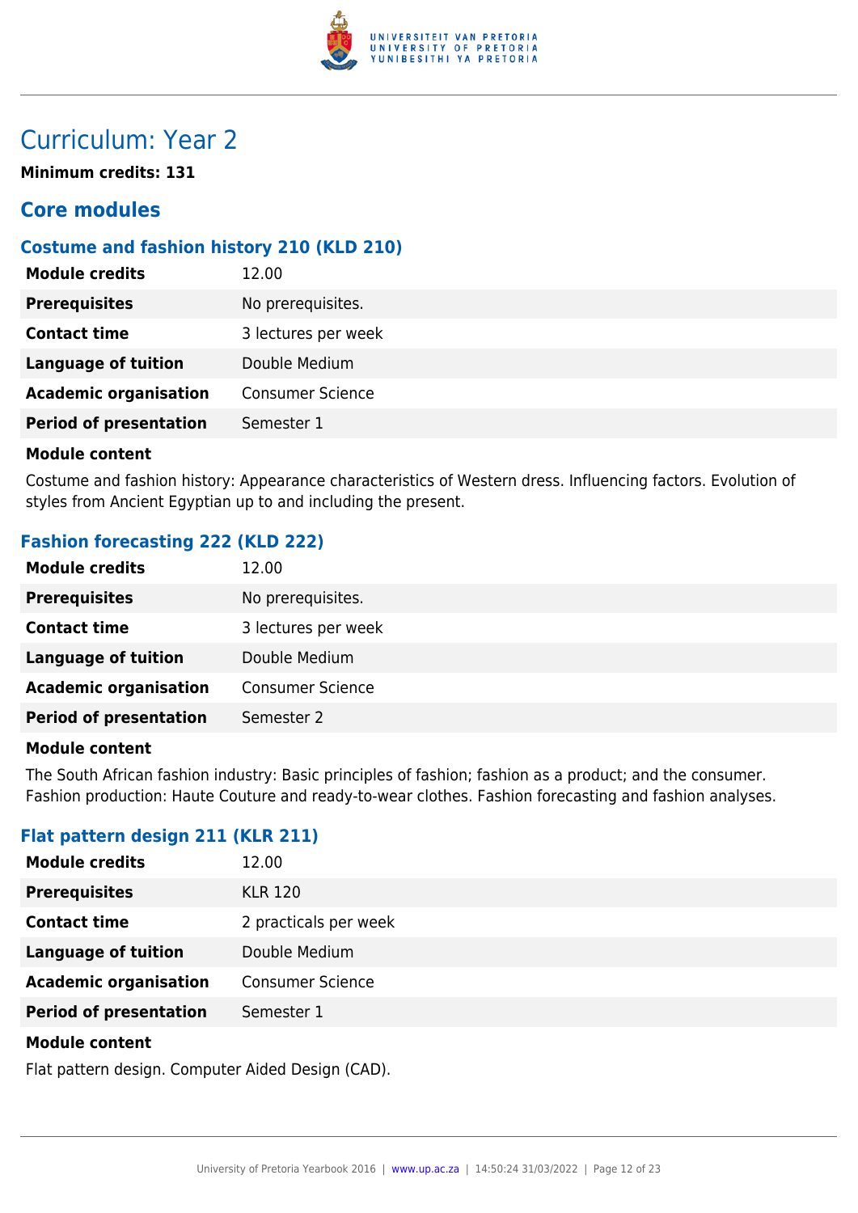# Curriculum: Year 2

**Minimum credits: 131**

## Core modules

### Costume and fashion history 210 (KLD 210)

| | |
|---|---|
| **Module credits** | 12.00 |
| **Prerequisites** | No prerequisites. |
| **Contact time** | 3 lectures per week |
| **Language of tuition** | Double Medium |
| **Academic organisation** | Consumer Science |
| **Period of presentation** | Semester 1 |

**Module content**

Costume and fashion history: Appearance characteristics of Western dress. Influencing factors. Evolution of styles from Ancient Egyptian up to and including the present.

### Fashion forecasting 222 (KLD 222)

| | |
|---|---|
| **Module credits** | 12.00 |
| **Prerequisites** | No prerequisites. |
| **Contact time** | 3 lectures per week |
| **Language of tuition** | Double Medium |
| **Academic organisation** | Consumer Science |
| **Period of presentation** | Semester 2 |

**Module content**

The South African fashion industry: Basic principles of fashion; fashion as a product; and the consumer. Fashion production: Haute Couture and ready-to-wear clothes. Fashion forecasting and fashion analyses.

### Flat pattern design 211 (KLR 211)

| | |
|---|---|
| **Module credits** | 12.00 |
| **Prerequisites** | KLR 120 |
| **Contact time** | 2 practicals per week |
| **Language of tuition** | Double Medium |
| **Academic organisation** | Consumer Science |
| **Period of presentation** | Semester 1 |

**Module content**

Flat pattern design. Computer Aided Design (CAD).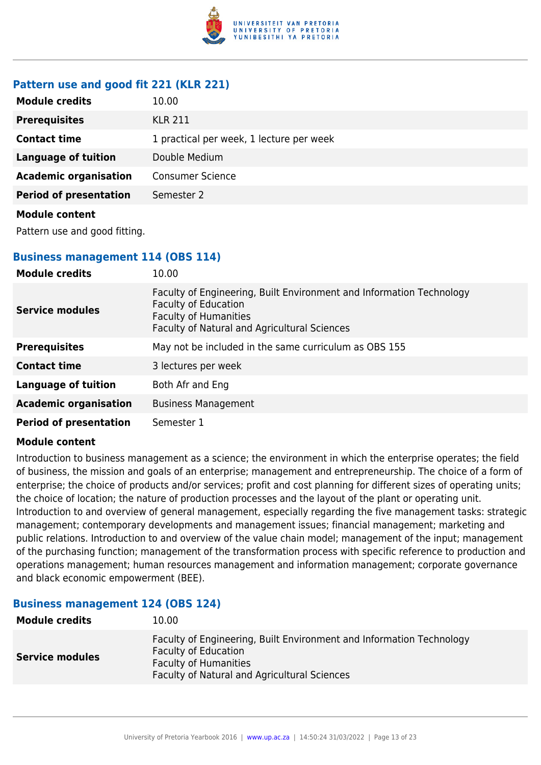### Pattern use and good fit 221 (KLR 221)

| | |
|---|---|
| **Module credits** | 10.00 |
| **Prerequisites** | KLR 211 |
| **Contact time** | 1 practical per week, 1 lecture per week |
| **Language of tuition** | Double Medium |
| **Academic organisation** | Consumer Science |
| **Period of presentation** | Semester 2 |

**Module content**

Pattern use and good fitting.

### Business management 114 (OBS 114)

| | |
|---|---|
| **Module credits** | 10.00 |
| **Service modules** | Faculty of Engineering, Built Environment and Information Technology<br>Faculty of Education<br>Faculty of Humanities<br>Faculty of Natural and Agricultural Sciences |
| **Prerequisites** | May not be included in the same curriculum as OBS 155 |
| **Contact time** | 3 lectures per week |
| **Language of tuition** | Both Afr and Eng |
| **Academic organisation** | Business Management |
| **Period of presentation** | Semester 1 |

**Module content**

Introduction to business management as a science; the environment in which the enterprise operates; the field of business, the mission and goals of an enterprise; management and entrepreneurship. The choice of a form of enterprise; the choice of products and/or services; profit and cost planning for different sizes of operating units; the choice of location; the nature of production processes and the layout of the plant or operating unit. Introduction to and overview of general management, especially regarding the five management tasks: strategic management; contemporary developments and management issues; financial management; marketing and public relations. Introduction to and overview of the value chain model; management of the input; management of the purchasing function; management of the transformation process with specific reference to production and operations management; human resources management and information management; corporate governance and black economic empowerment (BEE).

### Business management 124 (OBS 124)

| | |
|---|---|
| **Module credits** | 10.00 |
| **Service modules** | Faculty of Engineering, Built Environment and Information Technology<br>Faculty of Education<br>Faculty of Humanities<br>Faculty of Natural and Agricultural Sciences |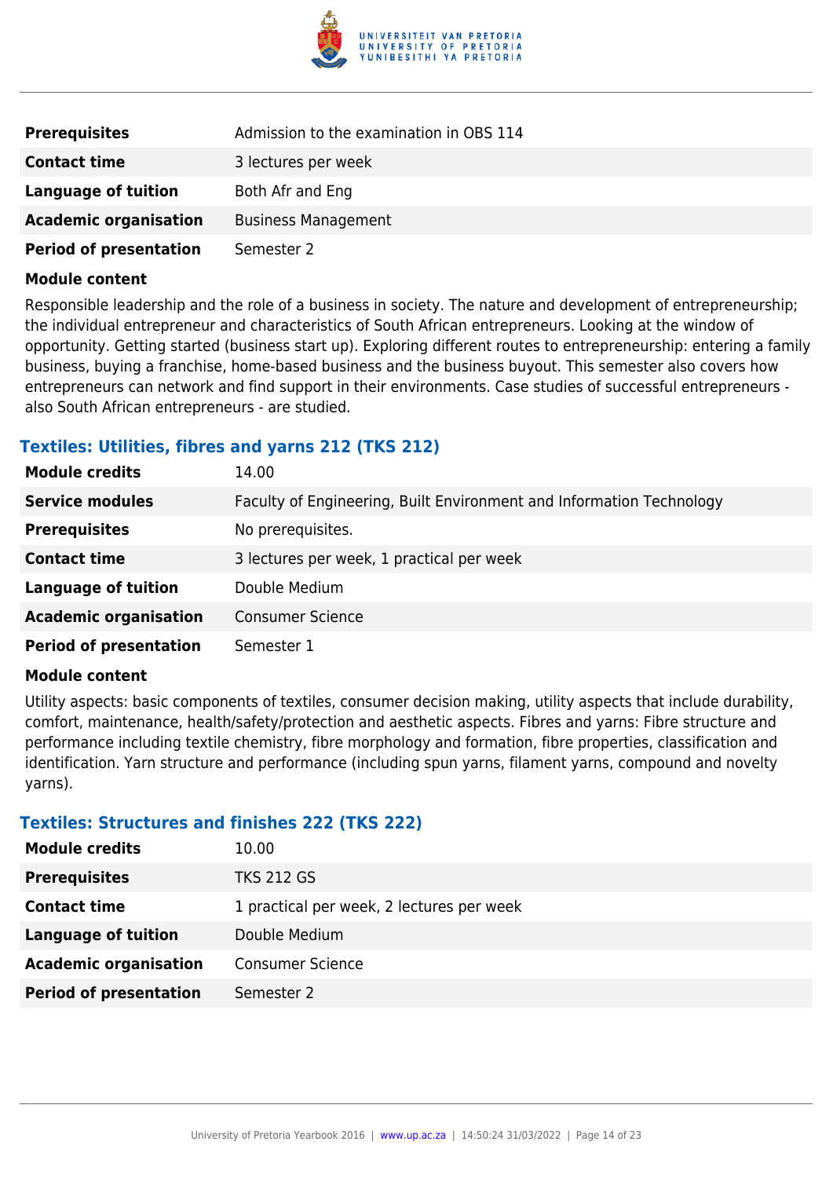| | |
|---|---|
| **Prerequisites** | Admission to the examination in OBS 114 |
| **Contact time** | 3 lectures per week |
| **Language of tuition** | Both Afr and Eng |
| **Academic organisation** | Business Management |
| **Period of presentation** | Semester 2 |

**Module content**

Responsible leadership and the role of a business in society. The nature and development of entrepreneurship; the individual entrepreneur and characteristics of South African entrepreneurs. Looking at the window of opportunity. Getting started (business start up). Exploring different routes to entrepreneurship: entering a family business, buying a franchise, home-based business and the business buyout. This semester also covers how entrepreneurs can network and find support in their environments. Case studies of successful entrepreneurs - also South African entrepreneurs - are studied.

### Textiles: Utilities, fibres and yarns 212 (TKS 212)

| | |
|---|---|
| **Module credits** | 14.00 |
| **Service modules** | Faculty of Engineering, Built Environment and Information Technology |
| **Prerequisites** | No prerequisites. |
| **Contact time** | 3 lectures per week, 1 practical per week |
| **Language of tuition** | Double Medium |
| **Academic organisation** | Consumer Science |
| **Period of presentation** | Semester 1 |

**Module content**

Utility aspects: basic components of textiles, consumer decision making, utility aspects that include durability, comfort, maintenance, health/safety/protection and aesthetic aspects. Fibres and yarns: Fibre structure and performance including textile chemistry, fibre morphology and formation, fibre properties, classification and identification. Yarn structure and performance (including spun yarns, filament yarns, compound and novelty yarns).

### Textiles: Structures and finishes 222 (TKS 222)

| | |
|---|---|
| **Module credits** | 10.00 |
| **Prerequisites** | TKS 212 GS |
| **Contact time** | 1 practical per week, 2 lectures per week |
| **Language of tuition** | Double Medium |
| **Academic organisation** | Consumer Science |
| **Period of presentation** | Semester 2 |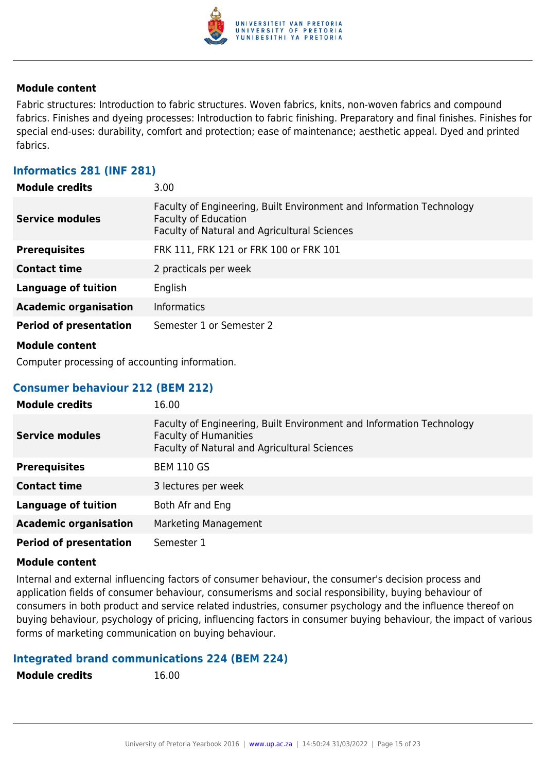### Module content

Fabric structures: Introduction to fabric structures. Woven fabrics, knits, non-woven fabrics and compound fabrics. Finishes and dyeing processes: Introduction to fabric finishing. Preparatory and final finishes. Finishes for special end-uses: durability, comfort and protection; ease of maintenance; aesthetic appeal. Dyed and printed fabrics.

## Informatics 281 (INF 281)

| | |
|---|---|
| **Module credits** | 3.00 |
| **Service modules** | Faculty of Engineering, Built Environment and Information Technology<br>Faculty of Education<br>Faculty of Natural and Agricultural Sciences |
| **Prerequisites** | FRK 111, FRK 121 or FRK 100 or FRK 101 |
| **Contact time** | 2 practicals per week |
| **Language of tuition** | English |
| **Academic organisation** | Informatics |
| **Period of presentation** | Semester 1 or Semester 2 |

### Module content

Computer processing of accounting information.

## Consumer behaviour 212 (BEM 212)

| | |
|---|---|
| **Module credits** | 16.00 |
| **Service modules** | Faculty of Engineering, Built Environment and Information Technology<br>Faculty of Humanities<br>Faculty of Natural and Agricultural Sciences |
| **Prerequisites** | BEM 110 GS |
| **Contact time** | 3 lectures per week |
| **Language of tuition** | Both Afr and Eng |
| **Academic organisation** | Marketing Management |
| **Period of presentation** | Semester 1 |

### Module content

Internal and external influencing factors of consumer behaviour, the consumer's decision process and application fields of consumer behaviour, consumerisms and social responsibility, buying behaviour of consumers in both product and service related industries, consumer psychology and the influence thereof on buying behaviour, psychology of pricing, influencing factors in consumer buying behaviour, the impact of various forms of marketing communication on buying behaviour.

## Integrated brand communications 224 (BEM 224)

| | |
|---|---|
| **Module credits** | 16.00 |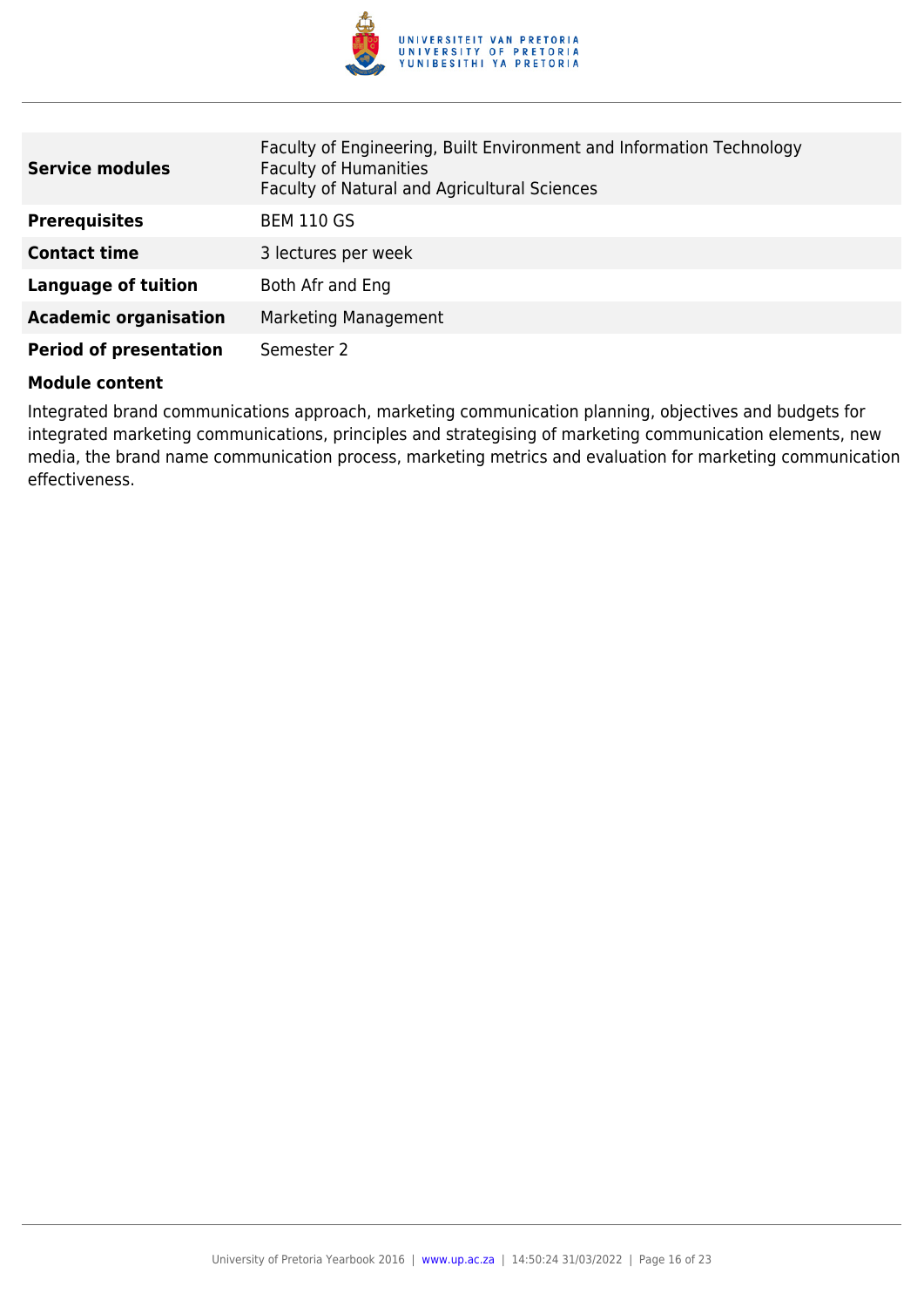| | |
|---|---|
| **Service modules** | Faculty of Engineering, Built Environment and Information Technology<br>Faculty of Humanities<br>Faculty of Natural and Agricultural Sciences |
| **Prerequisites** | BEM 110 GS |
| **Contact time** | 3 lectures per week |
| **Language of tuition** | Both Afr and Eng |
| **Academic organisation** | Marketing Management |
| **Period of presentation** | Semester 2 |

**Module content**

Integrated brand communications approach, marketing communication planning, objectives and budgets for integrated marketing communications, principles and strategising of marketing communication elements, new media, the brand name communication process, marketing metrics and evaluation for marketing communication effectiveness.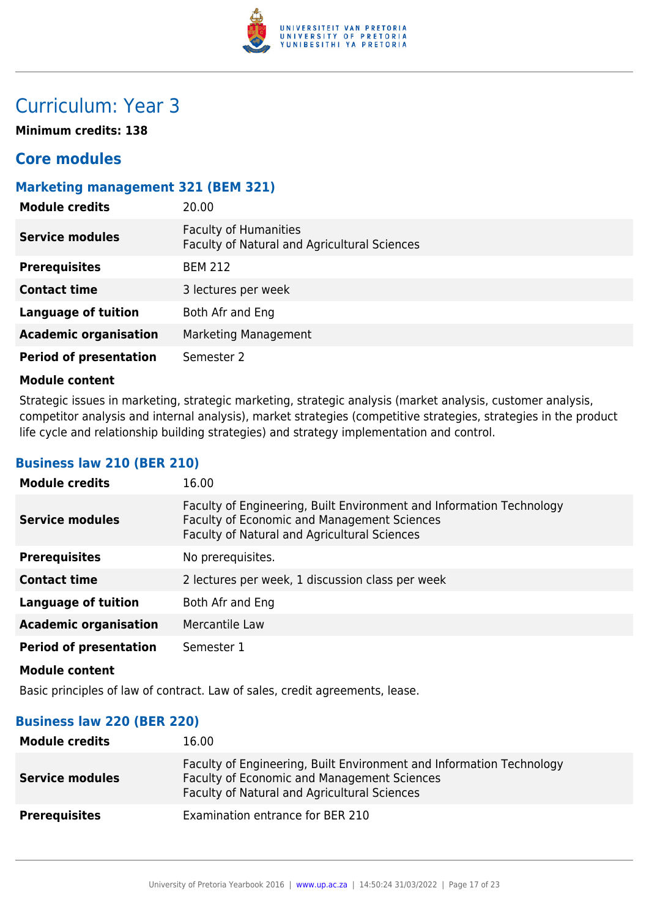# Curriculum: Year 3

**Minimum credits: 138**

## Core modules

### Marketing management 321 (BEM 321)

| **Module credits** | 20.00 |
|---|---|
| **Service modules** | Faculty of Humanities<br>Faculty of Natural and Agricultural Sciences |
| **Prerequisites** | BEM 212 |
| **Contact time** | 3 lectures per week |
| **Language of tuition** | Both Afr and Eng |
| **Academic organisation** | Marketing Management |
| **Period of presentation** | Semester 2 |

**Module content**

Strategic issues in marketing, strategic marketing, strategic analysis (market analysis, customer analysis, competitor analysis and internal analysis), market strategies (competitive strategies, strategies in the product life cycle and relationship building strategies) and strategy implementation and control.

### Business law 210 (BER 210)

| **Module credits** | 16.00 |
|---|---|
| **Service modules** | Faculty of Engineering, Built Environment and Information Technology<br>Faculty of Economic and Management Sciences<br>Faculty of Natural and Agricultural Sciences |
| **Prerequisites** | No prerequisites. |
| **Contact time** | 2 lectures per week, 1 discussion class per week |
| **Language of tuition** | Both Afr and Eng |
| **Academic organisation** | Mercantile Law |
| **Period of presentation** | Semester 1 |

**Module content**

Basic principles of law of contract. Law of sales, credit agreements, lease.

### Business law 220 (BER 220)

| **Module credits** | 16.00 |
|---|---|
| **Service modules** | Faculty of Engineering, Built Environment and Information Technology<br>Faculty of Economic and Management Sciences<br>Faculty of Natural and Agricultural Sciences |
| **Prerequisites** | Examination entrance for BER 210 |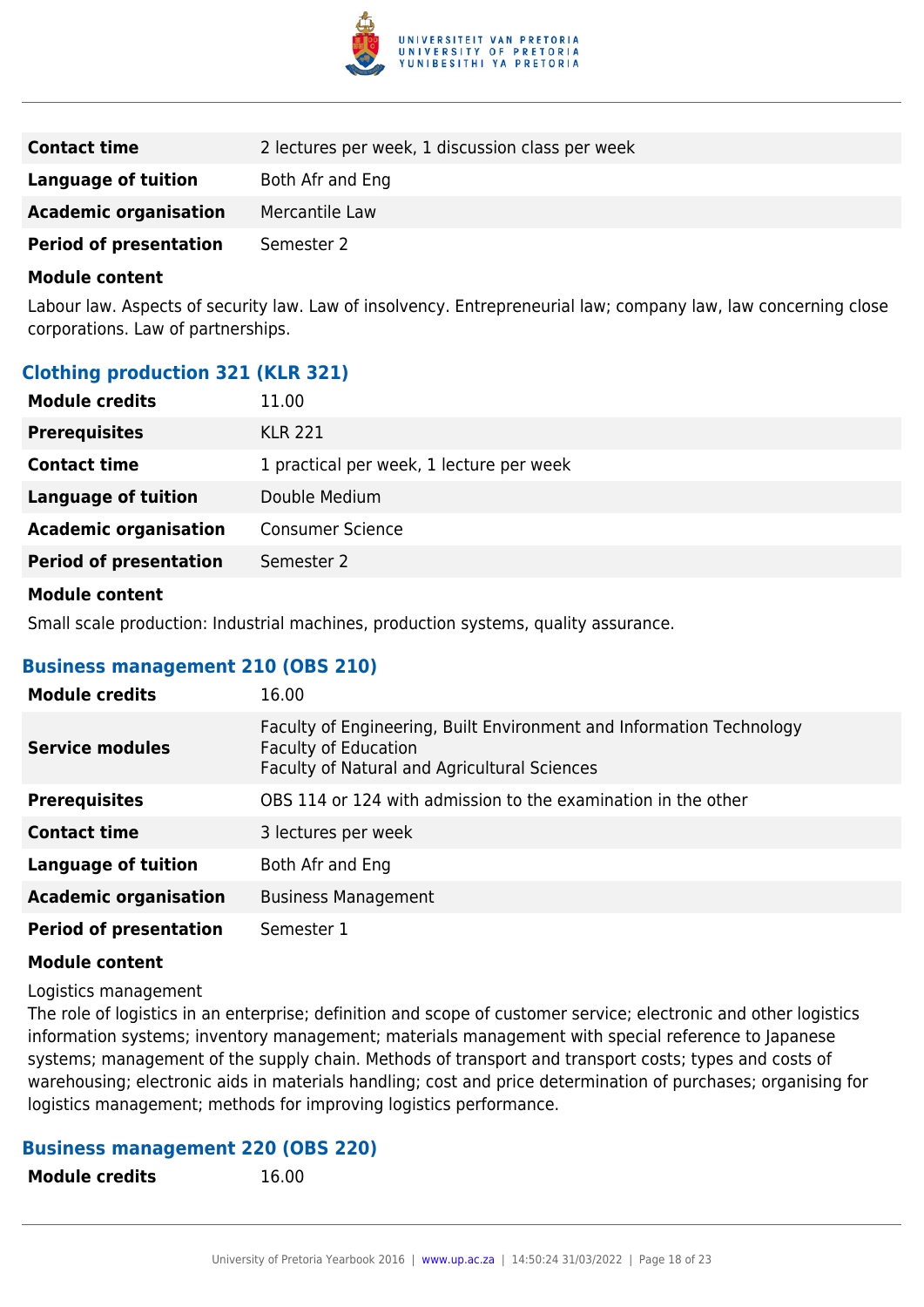| | |
|---|---|
| **Contact time** | 2 lectures per week, 1 discussion class per week |
| **Language of tuition** | Both Afr and Eng |
| **Academic organisation** | Mercantile Law |
| **Period of presentation** | Semester 2 |

**Module content**

Labour law. Aspects of security law. Law of insolvency. Entrepreneurial law; company law, law concerning close corporations. Law of partnerships.

### Clothing production 321 (KLR 321)

| | |
|---|---|
| **Module credits** | 11.00 |
| **Prerequisites** | KLR 221 |
| **Contact time** | 1 practical per week, 1 lecture per week |
| **Language of tuition** | Double Medium |
| **Academic organisation** | Consumer Science |
| **Period of presentation** | Semester 2 |

**Module content**

Small scale production: Industrial machines, production systems, quality assurance.

### Business management 210 (OBS 210)

| | |
|---|---|
| **Module credits** | 16.00 |
| **Service modules** | Faculty of Engineering, Built Environment and Information Technology<br>Faculty of Education<br>Faculty of Natural and Agricultural Sciences |
| **Prerequisites** | OBS 114 or 124 with admission to the examination in the other |
| **Contact time** | 3 lectures per week |
| **Language of tuition** | Both Afr and Eng |
| **Academic organisation** | Business Management |
| **Period of presentation** | Semester 1 |

**Module content**

Logistics management

The role of logistics in an enterprise; definition and scope of customer service; electronic and other logistics information systems; inventory management; materials management with special reference to Japanese systems; management of the supply chain. Methods of transport and transport costs; types and costs of warehousing; electronic aids in materials handling; cost and price determination of purchases; organising for logistics management; methods for improving logistics performance.

### Business management 220 (OBS 220)

| | |
|---|---|
| **Module credits** | 16.00 |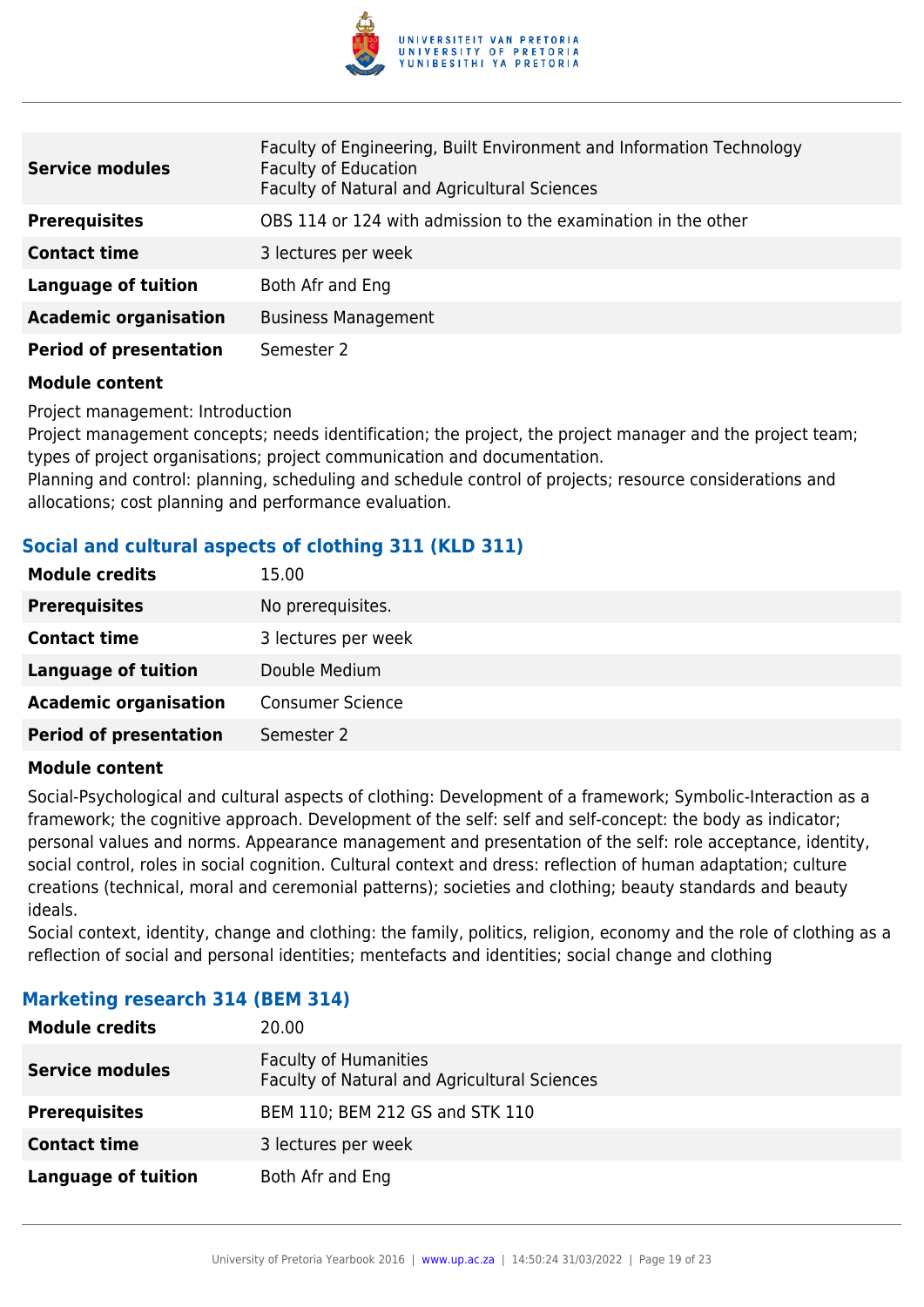| | |
|---|---|
| **Service modules** | Faculty of Engineering, Built Environment and Information Technology<br>Faculty of Education<br>Faculty of Natural and Agricultural Sciences |
| **Prerequisites** | OBS 114 or 124 with admission to the examination in the other |
| **Contact time** | 3 lectures per week |
| **Language of tuition** | Both Afr and Eng |
| **Academic organisation** | Business Management |
| **Period of presentation** | Semester 2 |

**Module content**

Project management: Introduction
Project management concepts; needs identification; the project, the project manager and the project team; types of project organisations; project communication and documentation.
Planning and control: planning, scheduling and schedule control of projects; resource considerations and allocations; cost planning and performance evaluation.

### Social and cultural aspects of clothing 311 (KLD 311)

| | |
|---|---|
| **Module credits** | 15.00 |
| **Prerequisites** | No prerequisites. |
| **Contact time** | 3 lectures per week |
| **Language of tuition** | Double Medium |
| **Academic organisation** | Consumer Science |
| **Period of presentation** | Semester 2 |

**Module content**

Social-Psychological and cultural aspects of clothing: Development of a framework; Symbolic-Interaction as a framework; the cognitive approach. Development of the self: self and self-concept: the body as indicator; personal values and norms. Appearance management and presentation of the self: role acceptance, identity, social control, roles in social cognition. Cultural context and dress: reflection of human adaptation; culture creations (technical, moral and ceremonial patterns); societies and clothing; beauty standards and beauty ideals.
Social context, identity, change and clothing: the family, politics, religion, economy and the role of clothing as a reflection of social and personal identities; mentefacts and identities; social change and clothing

### Marketing research 314 (BEM 314)

| | |
|---|---|
| **Module credits** | 20.00 |
| **Service modules** | Faculty of Humanities<br>Faculty of Natural and Agricultural Sciences |
| **Prerequisites** | BEM 110; BEM 212 GS and STK 110 |
| **Contact time** | 3 lectures per week |
| **Language of tuition** | Both Afr and Eng |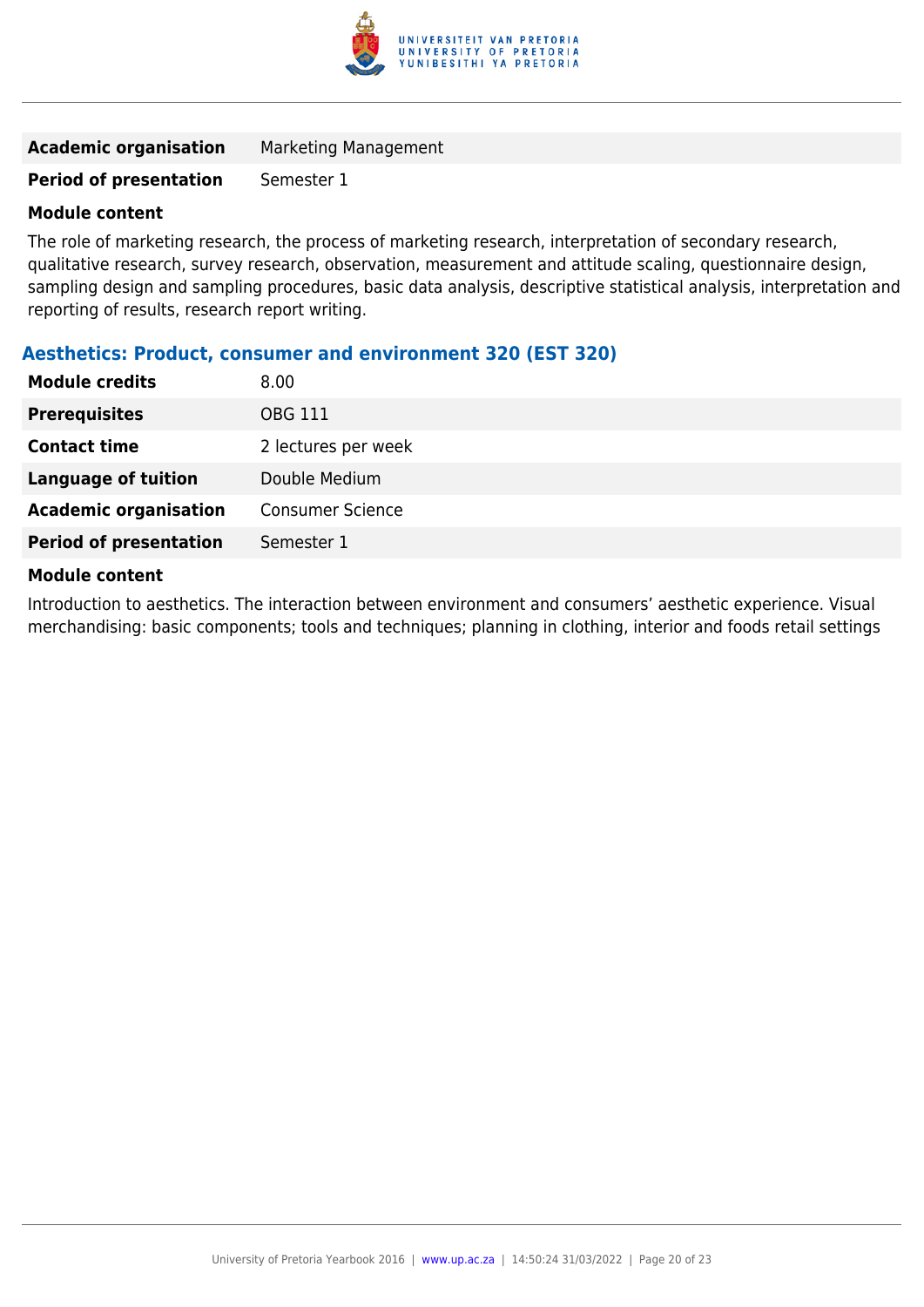| | |
|---|---|
| **Academic organisation** | Marketing Management |
| **Period of presentation** | Semester 1 |

**Module content**

The role of marketing research, the process of marketing research, interpretation of secondary research, qualitative research, survey research, observation, measurement and attitude scaling, questionnaire design, sampling design and sampling procedures, basic data analysis, descriptive statistical analysis, interpretation and reporting of results, research report writing.

### Aesthetics: Product, consumer and environment 320 (EST 320)

| | |
|---|---|
| **Module credits** | 8.00 |
| **Prerequisites** | OBG 111 |
| **Contact time** | 2 lectures per week |
| **Language of tuition** | Double Medium |
| **Academic organisation** | Consumer Science |
| **Period of presentation** | Semester 1 |

**Module content**

Introduction to aesthetics. The interaction between environment and consumers' aesthetic experience. Visual merchandising: basic components; tools and techniques; planning in clothing, interior and foods retail settings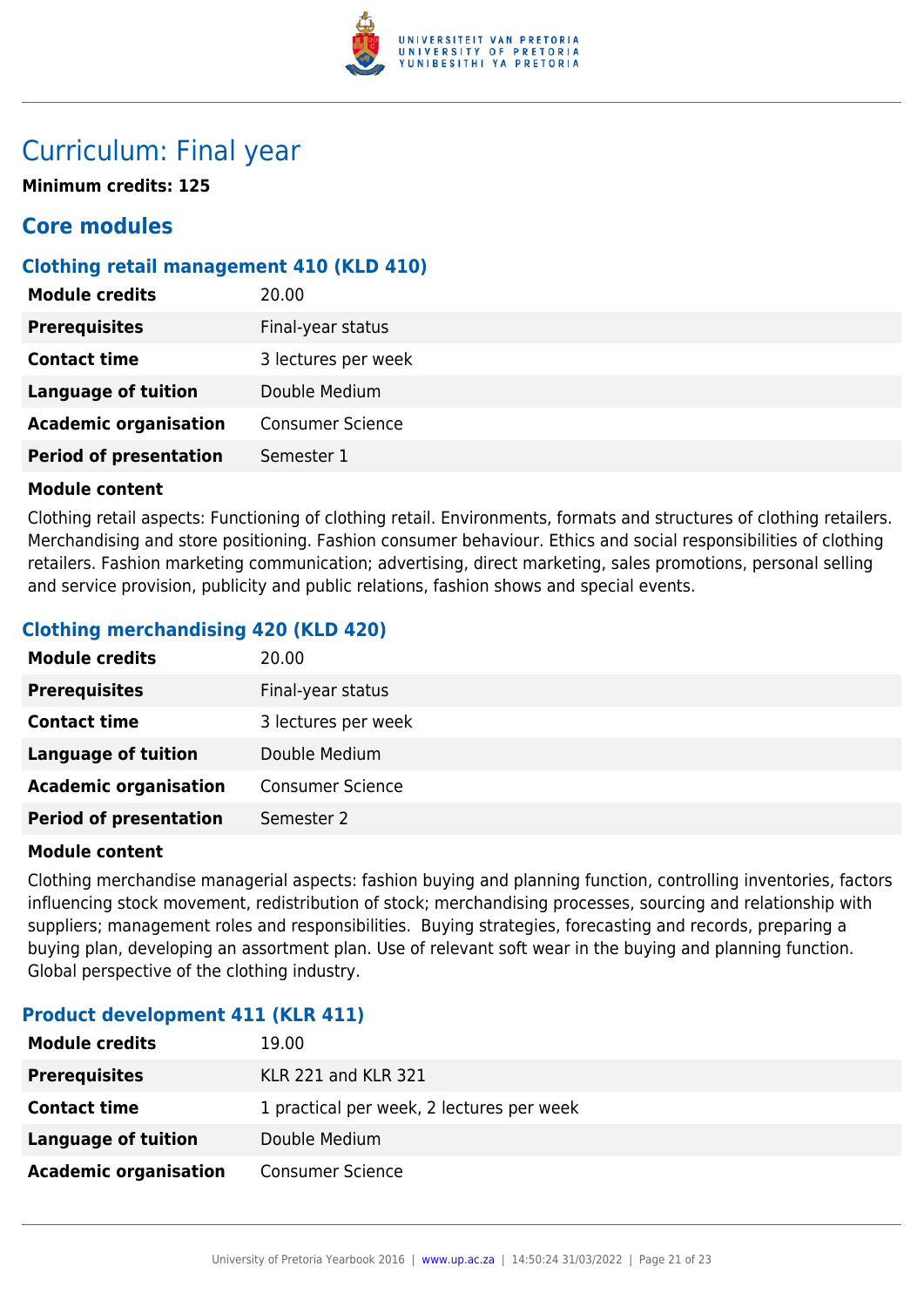# Curriculum: Final year

**Minimum credits: 125**

## Core modules

### Clothing retail management 410 (KLD 410)

| | |
|---|---|
| **Module credits** | 20.00 |
| **Prerequisites** | Final-year status |
| **Contact time** | 3 lectures per week |
| **Language of tuition** | Double Medium |
| **Academic organisation** | Consumer Science |
| **Period of presentation** | Semester 1 |

**Module content**

Clothing retail aspects: Functioning of clothing retail. Environments, formats and structures of clothing retailers. Merchandising and store positioning. Fashion consumer behaviour. Ethics and social responsibilities of clothing retailers. Fashion marketing communication; advertising, direct marketing, sales promotions, personal selling and service provision, publicity and public relations, fashion shows and special events.

### Clothing merchandising 420 (KLD 420)

| | |
|---|---|
| **Module credits** | 20.00 |
| **Prerequisites** | Final-year status |
| **Contact time** | 3 lectures per week |
| **Language of tuition** | Double Medium |
| **Academic organisation** | Consumer Science |
| **Period of presentation** | Semester 2 |

**Module content**

Clothing merchandise managerial aspects: fashion buying and planning function, controlling inventories, factors influencing stock movement, redistribution of stock; merchandising processes, sourcing and relationship with suppliers; management roles and responsibilities. Buying strategies, forecasting and records, preparing a buying plan, developing an assortment plan. Use of relevant soft wear in the buying and planning function. Global perspective of the clothing industry.

### Product development 411 (KLR 411)

| | |
|---|---|
| **Module credits** | 19.00 |
| **Prerequisites** | KLR 221 and KLR 321 |
| **Contact time** | 1 practical per week, 2 lectures per week |
| **Language of tuition** | Double Medium |
| **Academic organisation** | Consumer Science |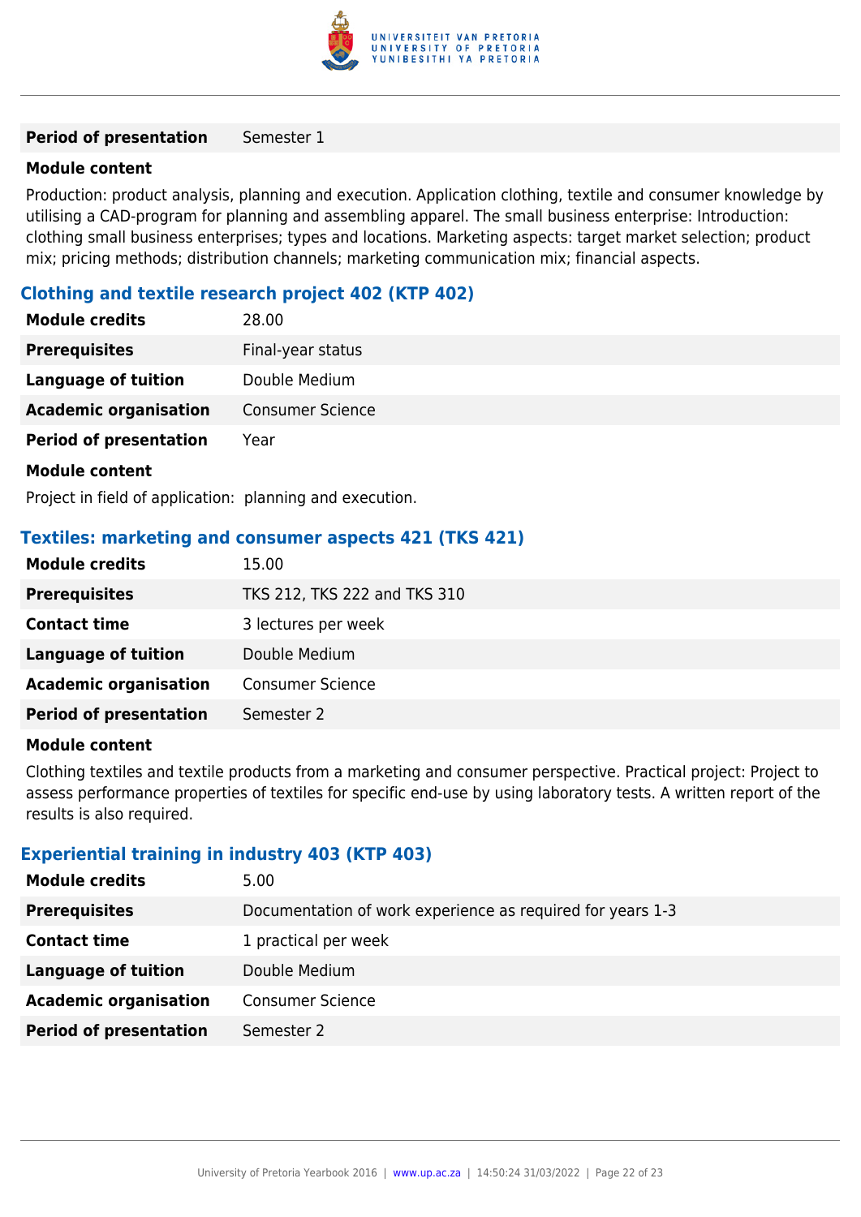| | |
|---|---|
| **Period of presentation** | Semester 1 |

**Module content**

Production: product analysis, planning and execution. Application clothing, textile and consumer knowledge by utilising a CAD-program for planning and assembling apparel. The small business enterprise: Introduction: clothing small business enterprises; types and locations. Marketing aspects: target market selection; product mix; pricing methods; distribution channels; marketing communication mix; financial aspects.

### Clothing and textile research project 402 (KTP 402)

| | |
|---|---|
| **Module credits** | 28.00 |
| **Prerequisites** | Final-year status |
| **Language of tuition** | Double Medium |
| **Academic organisation** | Consumer Science |
| **Period of presentation** | Year |

**Module content**

Project in field of application: planning and execution.

### Textiles: marketing and consumer aspects 421 (TKS 421)

| | |
|---|---|
| **Module credits** | 15.00 |
| **Prerequisites** | TKS 212, TKS 222 and TKS 310 |
| **Contact time** | 3 lectures per week |
| **Language of tuition** | Double Medium |
| **Academic organisation** | Consumer Science |
| **Period of presentation** | Semester 2 |

**Module content**

Clothing textiles and textile products from a marketing and consumer perspective. Practical project: Project to assess performance properties of textiles for specific end-use by using laboratory tests. A written report of the results is also required.

### Experiential training in industry 403 (KTP 403)

| | |
|---|---|
| **Module credits** | 5.00 |
| **Prerequisites** | Documentation of work experience as required for years 1-3 |
| **Contact time** | 1 practical per week |
| **Language of tuition** | Double Medium |
| **Academic organisation** | Consumer Science |
| **Period of presentation** | Semester 2 |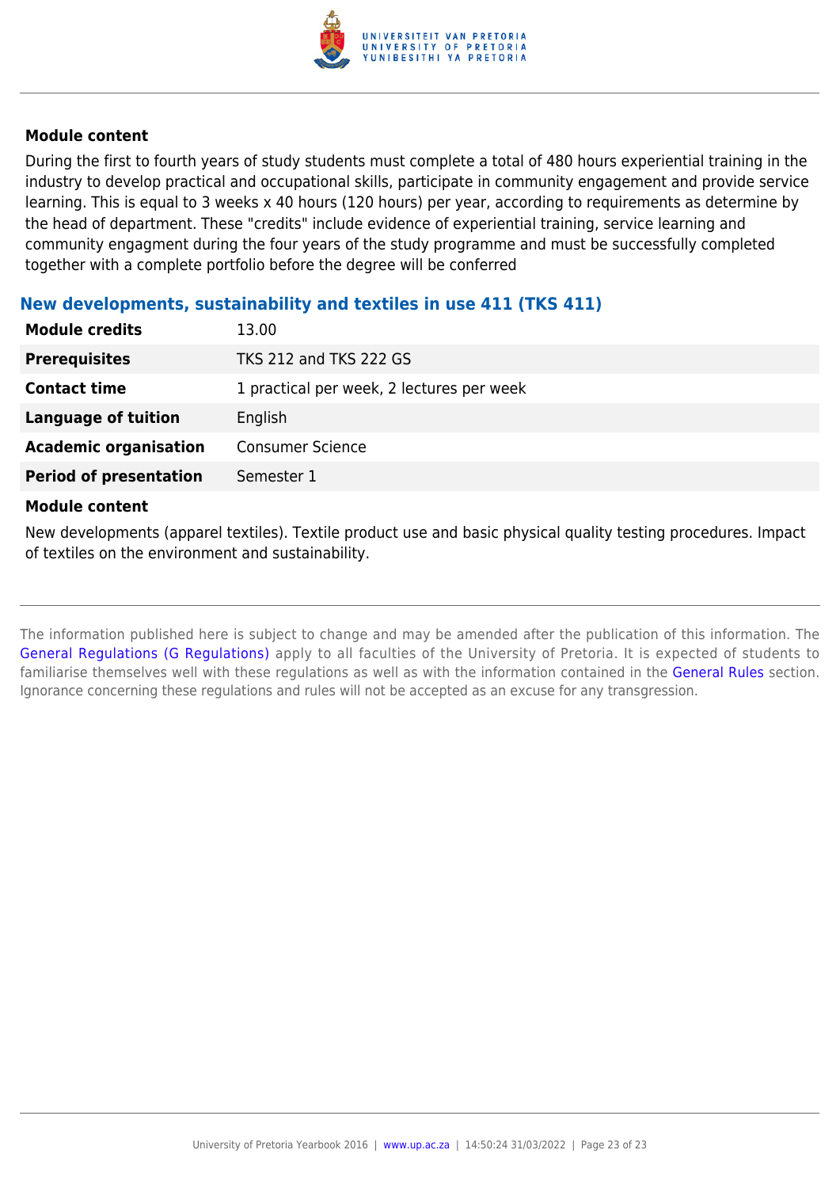**Module content**

During the first to fourth years of study students must complete a total of 480 hours experiential training in the industry to develop practical and occupational skills, participate in community engagement and provide service learning. This is equal to 3 weeks x 40 hours (120 hours) per year, according to requirements as determine by the head of department. These "credits" include evidence of experiential training, service learning and community engagment during the four years of the study programme and must be successfully completed together with a complete portfolio before the degree will be conferred

### New developments, sustainability and textiles in use 411 (TKS 411)

| | |
|---|---|
| **Module credits** | 13.00 |
| **Prerequisites** | TKS 212 and TKS 222 GS |
| **Contact time** | 1 practical per week, 2 lectures per week |
| **Language of tuition** | English |
| **Academic organisation** | Consumer Science |
| **Period of presentation** | Semester 1 |

**Module content**

New developments (apparel textiles). Textile product use and basic physical quality testing procedures. Impact of textiles on the environment and sustainability.

The information published here is subject to change and may be amended after the publication of this information. The General Regulations (G Regulations) apply to all faculties of the University of Pretoria. It is expected of students to familiarise themselves well with these regulations as well as with the information contained in the General Rules section. Ignorance concerning these regulations and rules will not be accepted as an excuse for any transgression.